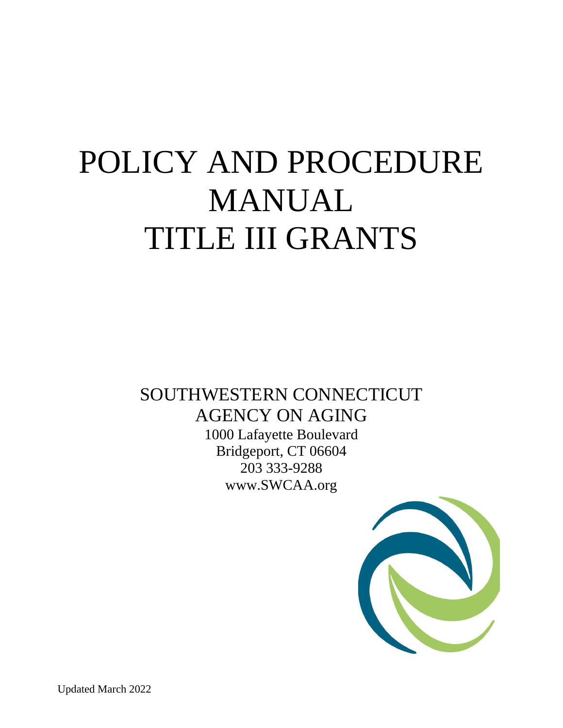# POLICY AND PROCEDURE MANUAL
# TITLE III GRANTS

## SOUTHWESTERN CONNECTICUT AGENCY ON AGING

1000 Lafayette Boulevard
Bridgeport, CT 06604
203 333-9288
www.SWCAA.org

Updated March 2022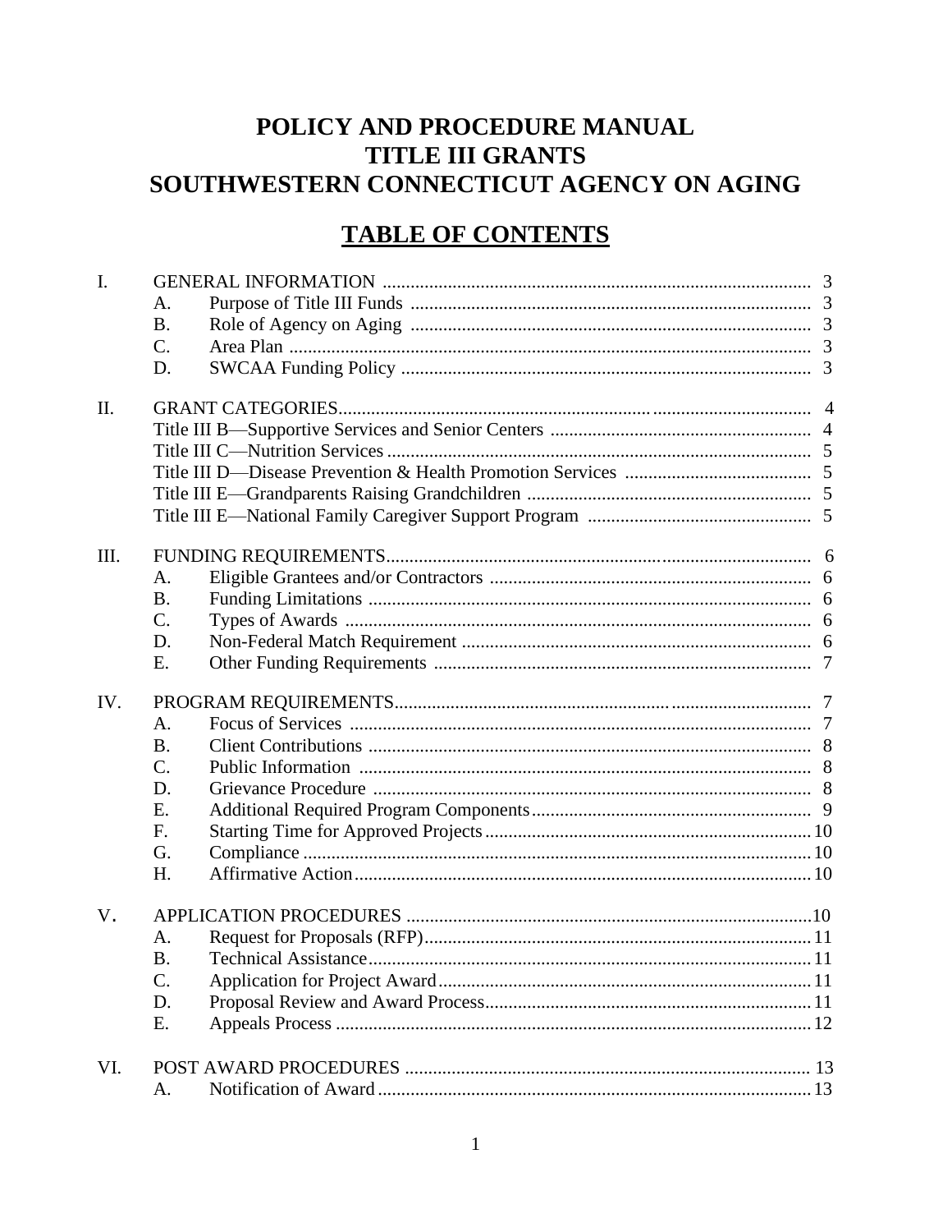# POLICY AND PROCEDURE MANUAL
# TITLE III GRANTS
# SOUTHWESTERN CONNECTICUT AGENCY ON AGING

## TABLE OF CONTENTS

| | | | |
|---|---|---|---|
| I. | GENERAL INFORMATION | | 3 |
| | A. | Purpose of Title III Funds | 3 |
| | B. | Role of Agency on Aging | 3 |
| | C. | Area Plan | 3 |
| | D. | SWCAA Funding Policy | 3 |
| II. | GRANT CATEGORIES | | 4 |
| | Title III B—Supportive Services and Senior Centers | | 4 |
| | Title III C—Nutrition Services | | 5 |
| | Title III D—Disease Prevention & Health Promotion Services | | 5 |
| | Title III E—Grandparents Raising Grandchildren | | 5 |
| | Title III E—National Family Caregiver Support Program | | 5 |
| III. | FUNDING REQUIREMENTS | | 6 |
| | A. | Eligible Grantees and/or Contractors | 6 |
| | B. | Funding Limitations | 6 |
| | C. | Types of Awards | 6 |
| | D. | Non-Federal Match Requirement | 6 |
| | E. | Other Funding Requirements | 7 |
| IV. | PROGRAM REQUIREMENTS | | 7 |
| | A. | Focus of Services | 7 |
| | B. | Client Contributions | 8 |
| | C. | Public Information | 8 |
| | D. | Grievance Procedure | 8 |
| | E. | Additional Required Program Components | 9 |
| | F. | Starting Time for Approved Projects | 10 |
| | G. | Compliance | 10 |
| | H. | Affirmative Action | 10 |
| V. | APPLICATION PROCEDURES | | 10 |
| | A. | Request for Proposals (RFP) | 11 |
| | B. | Technical Assistance | 11 |
| | C. | Application for Project Award | 11 |
| | D. | Proposal Review and Award Process | 11 |
| | E. | Appeals Process | 12 |
| VI. | POST AWARD PROCEDURES | | 13 |
| | A. | Notification of Award | 13 |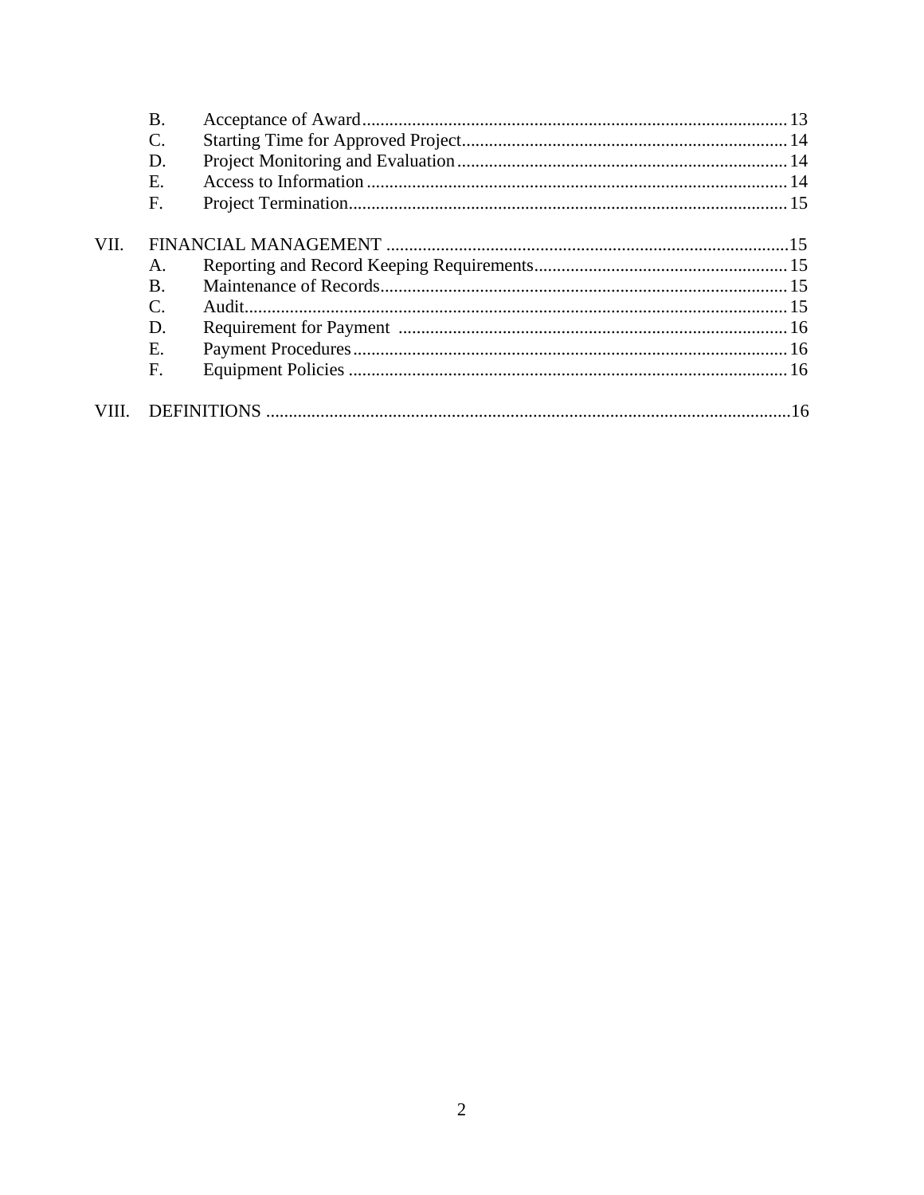| | | | |
|---|---|---|---|
| | B. | Acceptance of Award | 13 |
| | C. | Starting Time for Approved Project | 14 |
| | D. | Project Monitoring and Evaluation | 14 |
| | E. | Access to Information | 14 |
| | F. | Project Termination | 15 |
| VII. | FINANCIAL MANAGEMENT | | 15 |
| | A. | Reporting and Record Keeping Requirements | 15 |
| | B. | Maintenance of Records | 15 |
| | C. | Audit | 15 |
| | D. | Requirement for Payment | 16 |
| | E. | Payment Procedures | 16 |
| | F. | Equipment Policies | 16 |
| VIII. | DEFINITIONS | | 16 |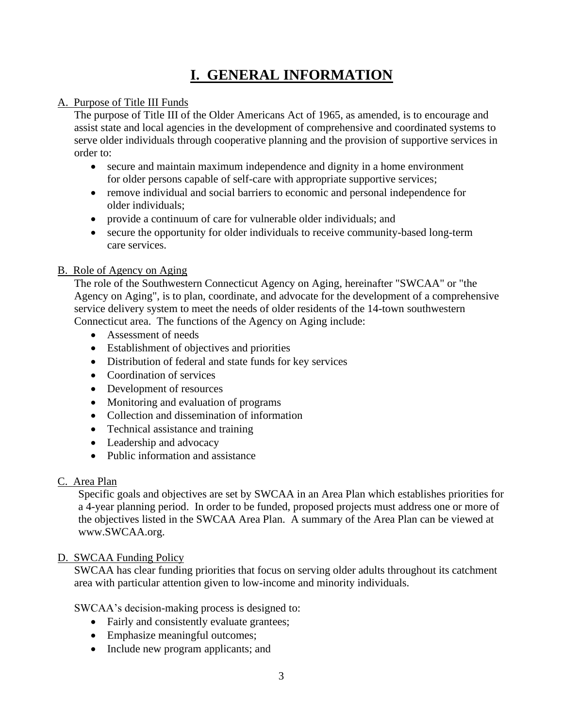# I. GENERAL INFORMATION

A. Purpose of Title III Funds

The purpose of Title III of the Older Americans Act of 1965, as amended, is to encourage and assist state and local agencies in the development of comprehensive and coordinated systems to serve older individuals through cooperative planning and the provision of supportive services in order to:

- secure and maintain maximum independence and dignity in a home environment for older persons capable of self-care with appropriate supportive services;
- remove individual and social barriers to economic and personal independence for older individuals;
- provide a continuum of care for vulnerable older individuals; and
- secure the opportunity for older individuals to receive community-based long-term care services.

B. Role of Agency on Aging

The role of the Southwestern Connecticut Agency on Aging, hereinafter "SWCAA" or "the Agency on Aging", is to plan, coordinate, and advocate for the development of a comprehensive service delivery system to meet the needs of older residents of the 14-town southwestern Connecticut area. The functions of the Agency on Aging include:

- Assessment of needs
- Establishment of objectives and priorities
- Distribution of federal and state funds for key services
- Coordination of services
- Development of resources
- Monitoring and evaluation of programs
- Collection and dissemination of information
- Technical assistance and training
- Leadership and advocacy
- Public information and assistance

C. Area Plan

Specific goals and objectives are set by SWCAA in an Area Plan which establishes priorities for a 4-year planning period. In order to be funded, proposed projects must address one or more of the objectives listed in the SWCAA Area Plan. A summary of the Area Plan can be viewed at www.SWCAA.org.

D. SWCAA Funding Policy

SWCAA has clear funding priorities that focus on serving older adults throughout its catchment area with particular attention given to low-income and minority individuals.

SWCAA's decision-making process is designed to:

- Fairly and consistently evaluate grantees;
- Emphasize meaningful outcomes;
- Include new program applicants; and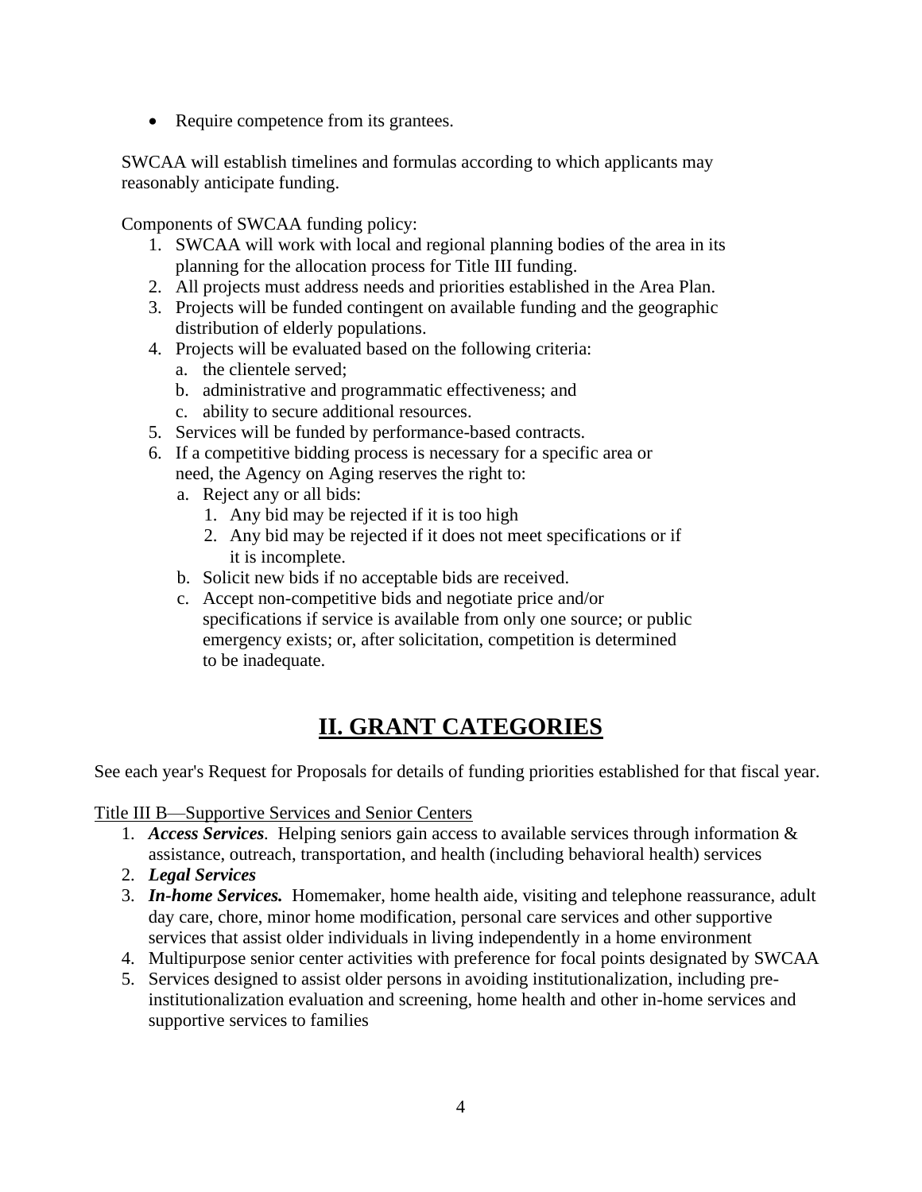- Require competence from its grantees.

SWCAA will establish timelines and formulas according to which applicants may reasonably anticipate funding.

Components of SWCAA funding policy:

1. SWCAA will work with local and regional planning bodies of the area in its planning for the allocation process for Title III funding.
2. All projects must address needs and priorities established in the Area Plan.
3. Projects will be funded contingent on available funding and the geographic distribution of elderly populations.
4. Projects will be evaluated based on the following criteria:
   a. the clientele served;
   b. administrative and programmatic effectiveness; and
   c. ability to secure additional resources.
5. Services will be funded by performance-based contracts.
6. If a competitive bidding process is necessary for a specific area or need, the Agency on Aging reserves the right to:
   a. Reject any or all bids:
      1. Any bid may be rejected if it is too high
      2. Any bid may be rejected if it does not meet specifications or if it is incomplete.
   b. Solicit new bids if no acceptable bids are received.
   c. Accept non-competitive bids and negotiate price and/or specifications if service is available from only one source; or public emergency exists; or, after solicitation, competition is determined to be inadequate.

# II. GRANT CATEGORIES

See each year's Request for Proposals for details of funding priorities established for that fiscal year.

Title III B—Supportive Services and Senior Centers

1. ***Access Services***. Helping seniors gain access to available services through information & assistance, outreach, transportation, and health (including behavioral health) services
2. ***Legal Services***
3. ***In-home Services.*** Homemaker, home health aide, visiting and telephone reassurance, adult day care, chore, minor home modification, personal care services and other supportive services that assist older individuals in living independently in a home environment
4. Multipurpose senior center activities with preference for focal points designated by SWCAA
5. Services designed to assist older persons in avoiding institutionalization, including pre-institutionalization evaluation and screening, home health and other in-home services and supportive services to families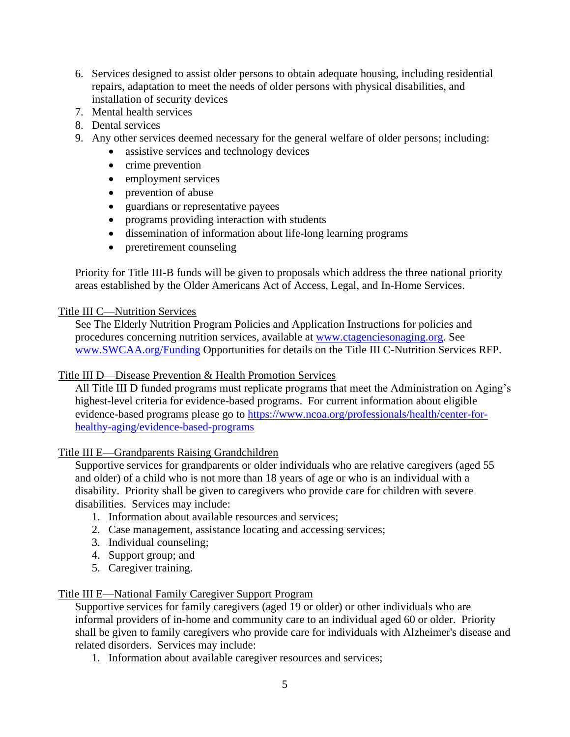6. Services designed to assist older persons to obtain adequate housing, including residential repairs, adaptation to meet the needs of older persons with physical disabilities, and installation of security devices
7. Mental health services
8. Dental services
9. Any other services deemed necessary for the general welfare of older persons; including:
    - assistive services and technology devices
    - crime prevention
    - employment services
    - prevention of abuse
    - guardians or representative payees
    - programs providing interaction with students
    - dissemination of information about life-long learning programs
    - preretirement counseling

Priority for Title III-B funds will be given to proposals which address the three national priority areas established by the Older Americans Act of Access, Legal, and In-Home Services.

Title III C—Nutrition Services

See The Elderly Nutrition Program Policies and Application Instructions for policies and procedures concerning nutrition services, available at www.ctagenciesonaging.org. See www.SWCAA.org/Funding Opportunities for details on the Title III C-Nutrition Services RFP.

Title III D—Disease Prevention & Health Promotion Services

All Title III D funded programs must replicate programs that meet the Administration on Aging's highest-level criteria for evidence-based programs. For current information about eligible evidence-based programs please go to https://www.ncoa.org/professionals/health/center-for-healthy-aging/evidence-based-programs

Title III E—Grandparents Raising Grandchildren

Supportive services for grandparents or older individuals who are relative caregivers (aged 55 and older) of a child who is not more than 18 years of age or who is an individual with a disability. Priority shall be given to caregivers who provide care for children with severe disabilities. Services may include:

1. Information about available resources and services;
2. Case management, assistance locating and accessing services;
3. Individual counseling;
4. Support group; and
5. Caregiver training.

Title III E—National Family Caregiver Support Program

Supportive services for family caregivers (aged 19 or older) or other individuals who are informal providers of in-home and community care to an individual aged 60 or older. Priority shall be given to family caregivers who provide care for individuals with Alzheimer's disease and related disorders. Services may include:

1. Information about available caregiver resources and services;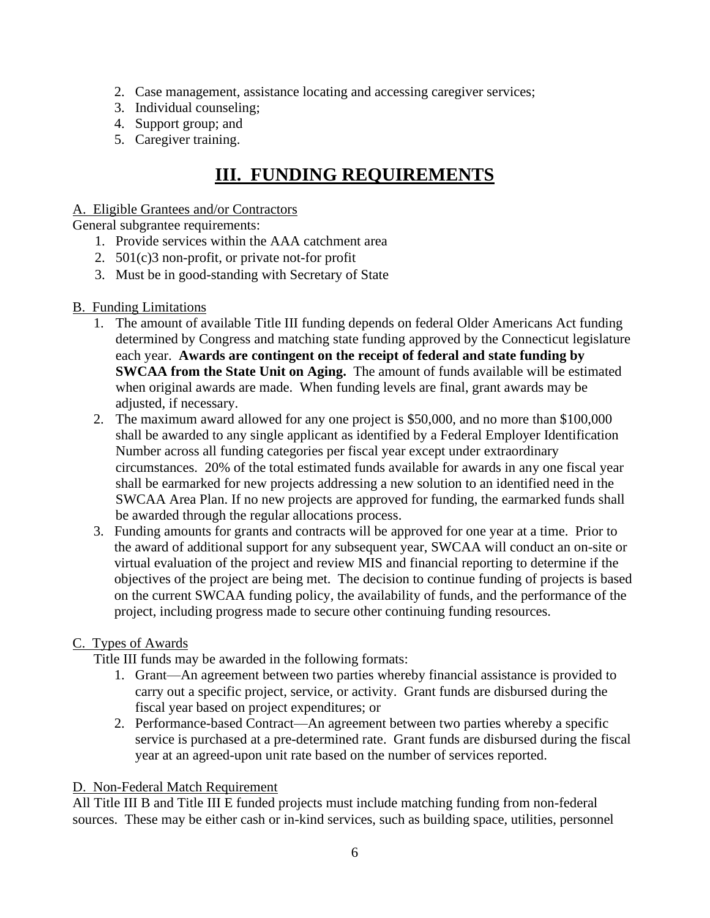2. Case management, assistance locating and accessing caregiver services;
3. Individual counseling;
4. Support group; and
5. Caregiver training.

# III. FUNDING REQUIREMENTS

A. Eligible Grantees and/or Contractors

General subgrantee requirements:

1. Provide services within the AAA catchment area
2. 501(c)3 non-profit, or private not-for profit
3. Must be in good-standing with Secretary of State

B. Funding Limitations

1. The amount of available Title III funding depends on federal Older Americans Act funding determined by Congress and matching state funding approved by the Connecticut legislature each year. **Awards are contingent on the receipt of federal and state funding by SWCAA from the State Unit on Aging.** The amount of funds available will be estimated when original awards are made. When funding levels are final, grant awards may be adjusted, if necessary.
2. The maximum award allowed for any one project is $50,000, and no more than $100,000 shall be awarded to any single applicant as identified by a Federal Employer Identification Number across all funding categories per fiscal year except under extraordinary circumstances. 20% of the total estimated funds available for awards in any one fiscal year shall be earmarked for new projects addressing a new solution to an identified need in the SWCAA Area Plan. If no new projects are approved for funding, the earmarked funds shall be awarded through the regular allocations process.
3. Funding amounts for grants and contracts will be approved for one year at a time. Prior to the award of additional support for any subsequent year, SWCAA will conduct an on-site or virtual evaluation of the project and review MIS and financial reporting to determine if the objectives of the project are being met. The decision to continue funding of projects is based on the current SWCAA funding policy, the availability of funds, and the performance of the project, including progress made to secure other continuing funding resources.

C. Types of Awards

Title III funds may be awarded in the following formats:

1. Grant—An agreement between two parties whereby financial assistance is provided to carry out a specific project, service, or activity. Grant funds are disbursed during the fiscal year based on project expenditures; or
2. Performance-based Contract—An agreement between two parties whereby a specific service is purchased at a pre-determined rate. Grant funds are disbursed during the fiscal year at an agreed-upon unit rate based on the number of services reported.

D. Non-Federal Match Requirement

All Title III B and Title III E funded projects must include matching funding from non-federal sources. These may be either cash or in-kind services, such as building space, utilities, personnel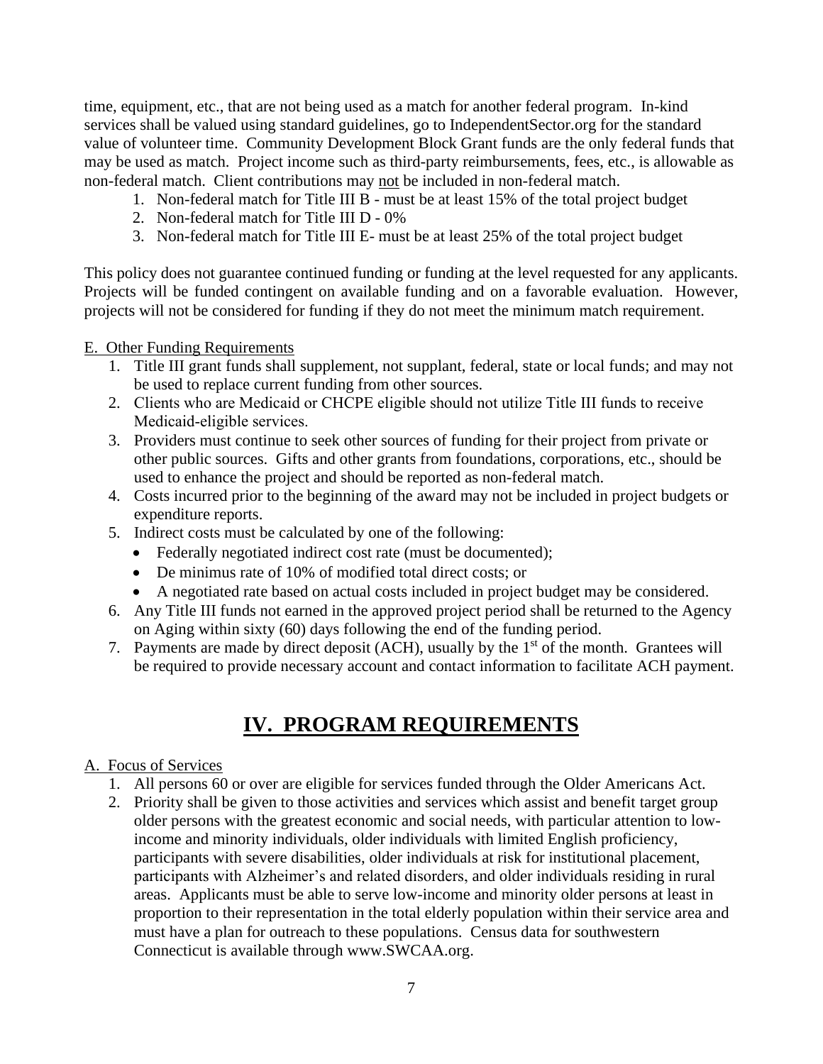time, equipment, etc., that are not being used as a match for another federal program. In-kind services shall be valued using standard guidelines, go to IndependentSector.org for the standard value of volunteer time. Community Development Block Grant funds are the only federal funds that may be used as match. Project income such as third-party reimbursements, fees, etc., is allowable as non-federal match. Client contributions may not be included in non-federal match.

1. Non-federal match for Title III B - must be at least 15% of the total project budget
2. Non-federal match for Title III D - 0%
3. Non-federal match for Title III E- must be at least 25% of the total project budget

This policy does not guarantee continued funding or funding at the level requested for any applicants. Projects will be funded contingent on available funding and on a favorable evaluation. However, projects will not be considered for funding if they do not meet the minimum match requirement.

E. Other Funding Requirements

1. Title III grant funds shall supplement, not supplant, federal, state or local funds; and may not be used to replace current funding from other sources.
2. Clients who are Medicaid or CHCPE eligible should not utilize Title III funds to receive Medicaid-eligible services.
3. Providers must continue to seek other sources of funding for their project from private or other public sources. Gifts and other grants from foundations, corporations, etc., should be used to enhance the project and should be reported as non-federal match.
4. Costs incurred prior to the beginning of the award may not be included in project budgets or expenditure reports.
5. Indirect costs must be calculated by one of the following:
   - Federally negotiated indirect cost rate (must be documented);
   - De minimus rate of 10% of modified total direct costs; or
   - A negotiated rate based on actual costs included in project budget may be considered.
6. Any Title III funds not earned in the approved project period shall be returned to the Agency on Aging within sixty (60) days following the end of the funding period.
7. Payments are made by direct deposit (ACH), usually by the 1st of the month. Grantees will be required to provide necessary account and contact information to facilitate ACH payment.

# IV. PROGRAM REQUIREMENTS

A. Focus of Services

1. All persons 60 or over are eligible for services funded through the Older Americans Act.
2. Priority shall be given to those activities and services which assist and benefit target group older persons with the greatest economic and social needs, with particular attention to low-income and minority individuals, older individuals with limited English proficiency, participants with severe disabilities, older individuals at risk for institutional placement, participants with Alzheimer's and related disorders, and older individuals residing in rural areas. Applicants must be able to serve low-income and minority older persons at least in proportion to their representation in the total elderly population within their service area and must have a plan for outreach to these populations. Census data for southwestern Connecticut is available through www.SWCAA.org.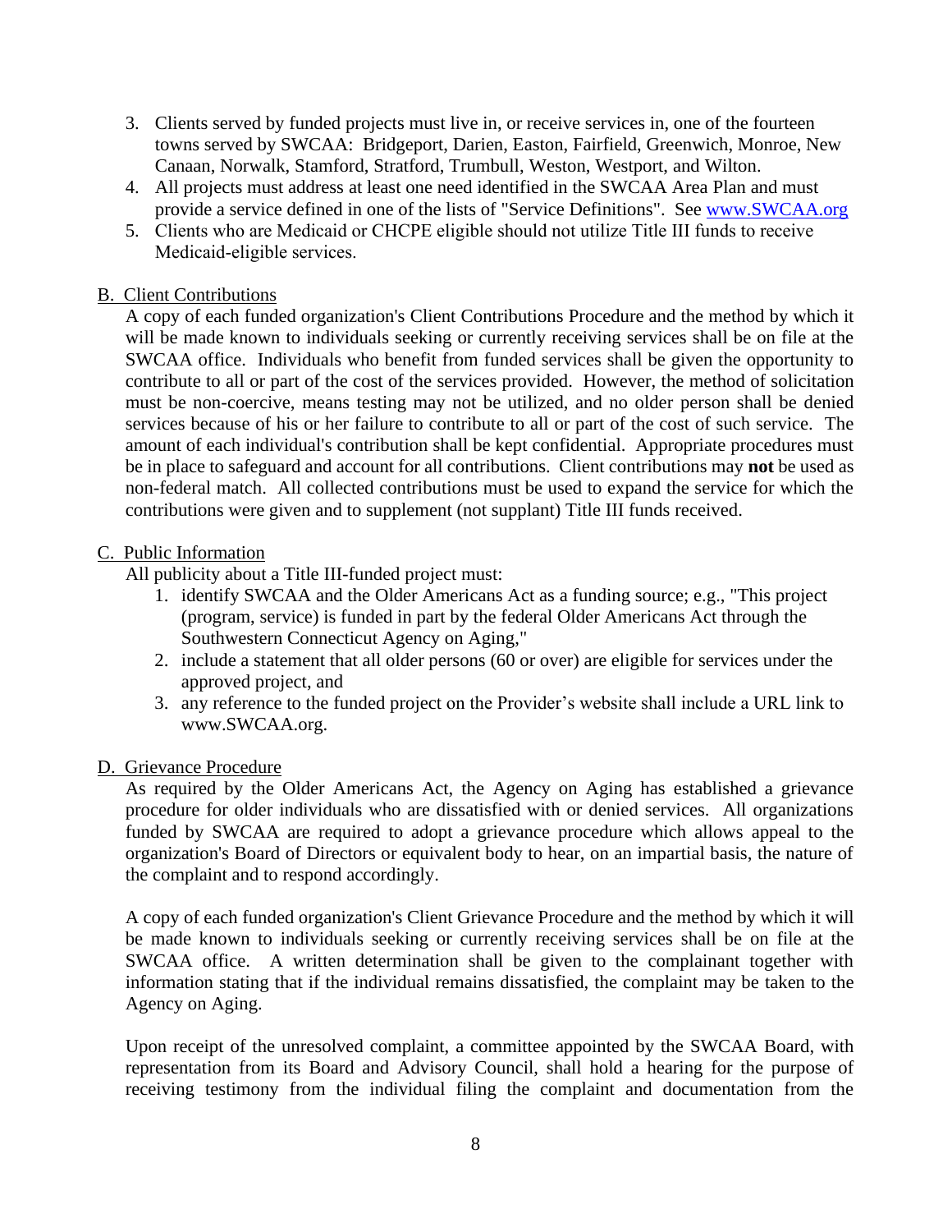3. Clients served by funded projects must live in, or receive services in, one of the fourteen towns served by SWCAA: Bridgeport, Darien, Easton, Fairfield, Greenwich, Monroe, New Canaan, Norwalk, Stamford, Stratford, Trumbull, Weston, Westport, and Wilton.
4. All projects must address at least one need identified in the SWCAA Area Plan and must provide a service defined in one of the lists of "Service Definitions". See www.SWCAA.org
5. Clients who are Medicaid or CHCPE eligible should not utilize Title III funds to receive Medicaid-eligible services.

B. Client Contributions

A copy of each funded organization's Client Contributions Procedure and the method by which it will be made known to individuals seeking or currently receiving services shall be on file at the SWCAA office. Individuals who benefit from funded services shall be given the opportunity to contribute to all or part of the cost of the services provided. However, the method of solicitation must be non-coercive, means testing may not be utilized, and no older person shall be denied services because of his or her failure to contribute to all or part of the cost of such service. The amount of each individual's contribution shall be kept confidential. Appropriate procedures must be in place to safeguard and account for all contributions. Client contributions may **not** be used as non-federal match. All collected contributions must be used to expand the service for which the contributions were given and to supplement (not supplant) Title III funds received.

C. Public Information

All publicity about a Title III-funded project must:

1. identify SWCAA and the Older Americans Act as a funding source; e.g., "This project (program, service) is funded in part by the federal Older Americans Act through the Southwestern Connecticut Agency on Aging,"
2. include a statement that all older persons (60 or over) are eligible for services under the approved project, and
3. any reference to the funded project on the Provider's website shall include a URL link to www.SWCAA.org.

D. Grievance Procedure

As required by the Older Americans Act, the Agency on Aging has established a grievance procedure for older individuals who are dissatisfied with or denied services. All organizations funded by SWCAA are required to adopt a grievance procedure which allows appeal to the organization's Board of Directors or equivalent body to hear, on an impartial basis, the nature of the complaint and to respond accordingly.

A copy of each funded organization's Client Grievance Procedure and the method by which it will be made known to individuals seeking or currently receiving services shall be on file at the SWCAA office. A written determination shall be given to the complainant together with information stating that if the individual remains dissatisfied, the complaint may be taken to the Agency on Aging.

Upon receipt of the unresolved complaint, a committee appointed by the SWCAA Board, with representation from its Board and Advisory Council, shall hold a hearing for the purpose of receiving testimony from the individual filing the complaint and documentation from the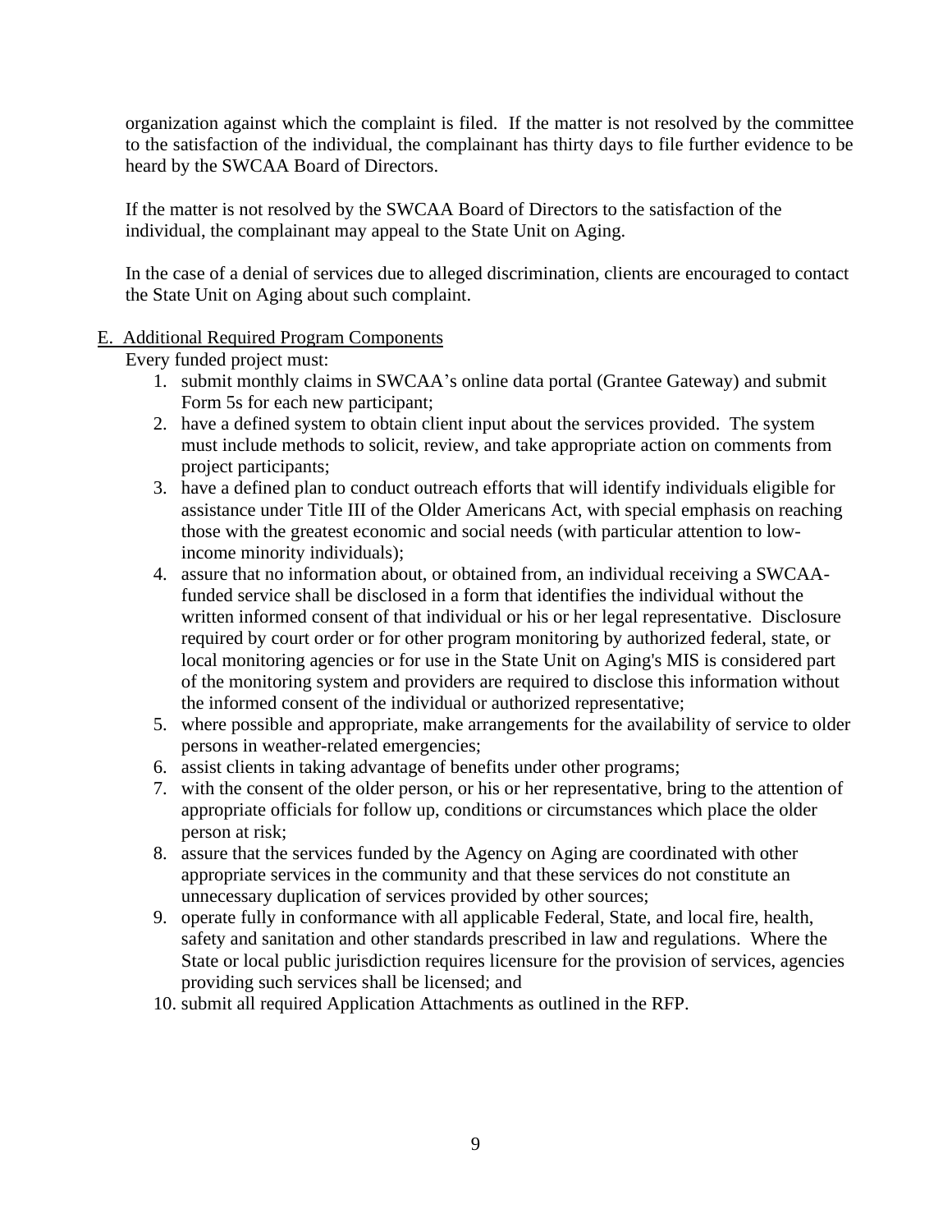organization against which the complaint is filed. If the matter is not resolved by the committee to the satisfaction of the individual, the complainant has thirty days to file further evidence to be heard by the SWCAA Board of Directors.

If the matter is not resolved by the SWCAA Board of Directors to the satisfaction of the individual, the complainant may appeal to the State Unit on Aging.

In the case of a denial of services due to alleged discrimination, clients are encouraged to contact the State Unit on Aging about such complaint.

E. Additional Required Program Components

Every funded project must:

1. submit monthly claims in SWCAA's online data portal (Grantee Gateway) and submit Form 5s for each new participant;
2. have a defined system to obtain client input about the services provided. The system must include methods to solicit, review, and take appropriate action on comments from project participants;
3. have a defined plan to conduct outreach efforts that will identify individuals eligible for assistance under Title III of the Older Americans Act, with special emphasis on reaching those with the greatest economic and social needs (with particular attention to low-income minority individuals);
4. assure that no information about, or obtained from, an individual receiving a SWCAA-funded service shall be disclosed in a form that identifies the individual without the written informed consent of that individual or his or her legal representative. Disclosure required by court order or for other program monitoring by authorized federal, state, or local monitoring agencies or for use in the State Unit on Aging's MIS is considered part of the monitoring system and providers are required to disclose this information without the informed consent of the individual or authorized representative;
5. where possible and appropriate, make arrangements for the availability of service to older persons in weather-related emergencies;
6. assist clients in taking advantage of benefits under other programs;
7. with the consent of the older person, or his or her representative, bring to the attention of appropriate officials for follow up, conditions or circumstances which place the older person at risk;
8. assure that the services funded by the Agency on Aging are coordinated with other appropriate services in the community and that these services do not constitute an unnecessary duplication of services provided by other sources;
9. operate fully in conformance with all applicable Federal, State, and local fire, health, safety and sanitation and other standards prescribed in law and regulations. Where the State or local public jurisdiction requires licensure for the provision of services, agencies providing such services shall be licensed; and
10. submit all required Application Attachments as outlined in the RFP.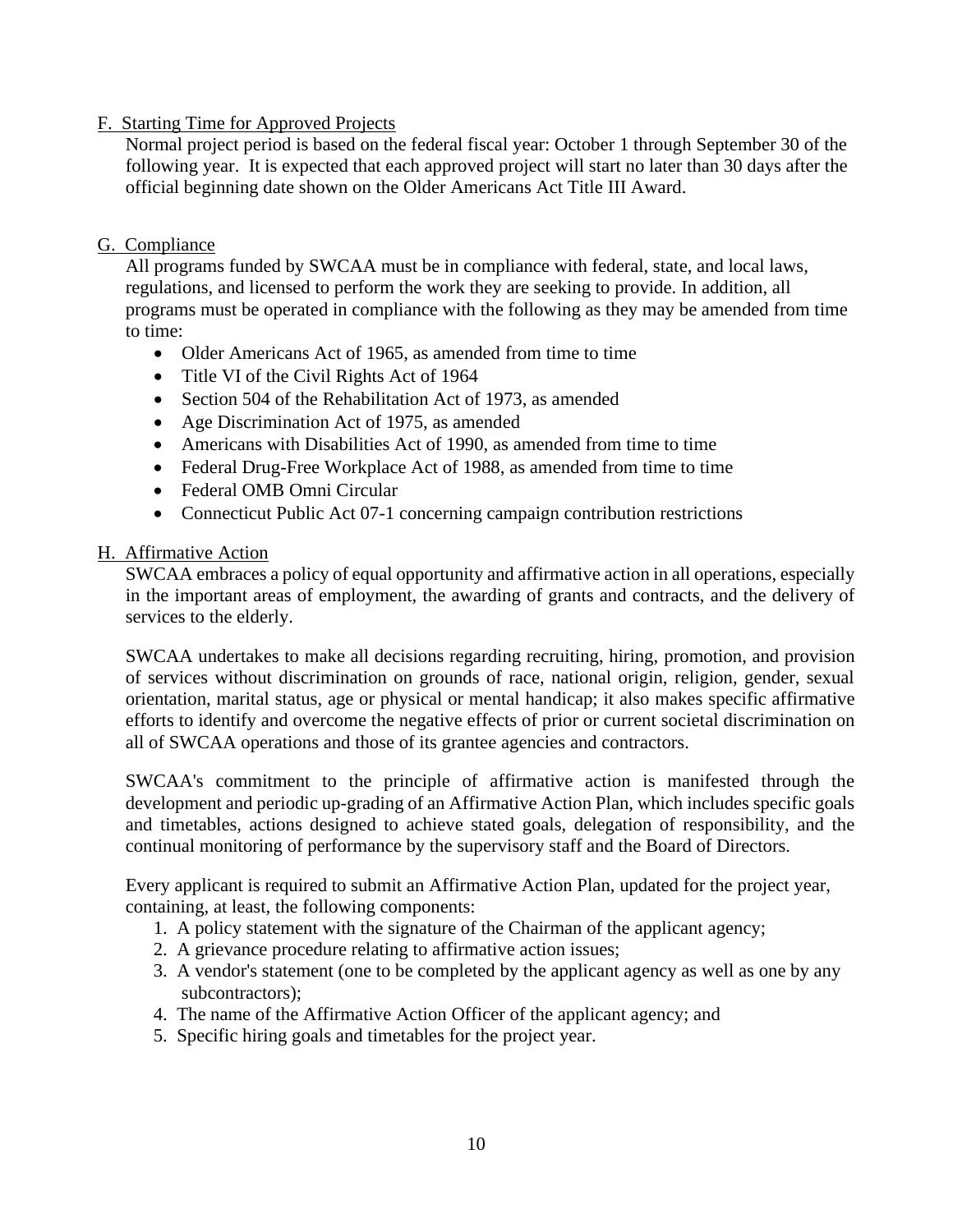### F. Starting Time for Approved Projects

Normal project period is based on the federal fiscal year: October 1 through September 30 of the following year. It is expected that each approved project will start no later than 30 days after the official beginning date shown on the Older Americans Act Title III Award.

### G. Compliance

All programs funded by SWCAA must be in compliance with federal, state, and local laws, regulations, and licensed to perform the work they are seeking to provide. In addition, all programs must be operated in compliance with the following as they may be amended from time to time:

- Older Americans Act of 1965, as amended from time to time
- Title VI of the Civil Rights Act of 1964
- Section 504 of the Rehabilitation Act of 1973, as amended
- Age Discrimination Act of 1975, as amended
- Americans with Disabilities Act of 1990, as amended from time to time
- Federal Drug-Free Workplace Act of 1988, as amended from time to time
- Federal OMB Omni Circular
- Connecticut Public Act 07-1 concerning campaign contribution restrictions

### H. Affirmative Action

SWCAA embraces a policy of equal opportunity and affirmative action in all operations, especially in the important areas of employment, the awarding of grants and contracts, and the delivery of services to the elderly.

SWCAA undertakes to make all decisions regarding recruiting, hiring, promotion, and provision of services without discrimination on grounds of race, national origin, religion, gender, sexual orientation, marital status, age or physical or mental handicap; it also makes specific affirmative efforts to identify and overcome the negative effects of prior or current societal discrimination on all of SWCAA operations and those of its grantee agencies and contractors.

SWCAA's commitment to the principle of affirmative action is manifested through the development and periodic up-grading of an Affirmative Action Plan, which includes specific goals and timetables, actions designed to achieve stated goals, delegation of responsibility, and the continual monitoring of performance by the supervisory staff and the Board of Directors.

Every applicant is required to submit an Affirmative Action Plan, updated for the project year, containing, at least, the following components:

1. A policy statement with the signature of the Chairman of the applicant agency;
2. A grievance procedure relating to affirmative action issues;
3. A vendor's statement (one to be completed by the applicant agency as well as one by any subcontractors);
4. The name of the Affirmative Action Officer of the applicant agency; and
5. Specific hiring goals and timetables for the project year.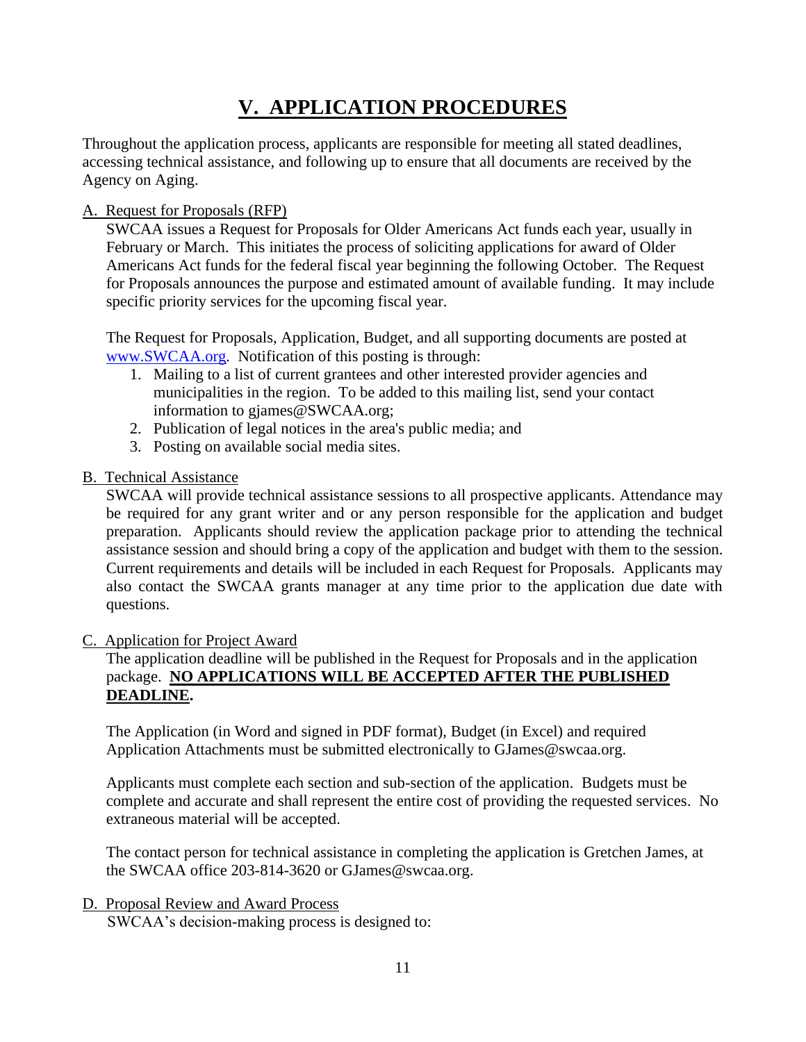# V. APPLICATION PROCEDURES

Throughout the application process, applicants are responsible for meeting all stated deadlines, accessing technical assistance, and following up to ensure that all documents are received by the Agency on Aging.

A. Request for Proposals (RFP)

SWCAA issues a Request for Proposals for Older Americans Act funds each year, usually in February or March. This initiates the process of soliciting applications for award of Older Americans Act funds for the federal fiscal year beginning the following October. The Request for Proposals announces the purpose and estimated amount of available funding. It may include specific priority services for the upcoming fiscal year.

The Request for Proposals, Application, Budget, and all supporting documents are posted at [www.SWCAA.org](http://www.SWCAA.org). Notification of this posting is through:

1. Mailing to a list of current grantees and other interested provider agencies and municipalities in the region. To be added to this mailing list, send your contact information to gjames@SWCAA.org;
2. Publication of legal notices in the area's public media; and
3. Posting on available social media sites.

B. Technical Assistance

SWCAA will provide technical assistance sessions to all prospective applicants. Attendance may be required for any grant writer and or any person responsible for the application and budget preparation. Applicants should review the application package prior to attending the technical assistance session and should bring a copy of the application and budget with them to the session. Current requirements and details will be included in each Request for Proposals. Applicants may also contact the SWCAA grants manager at any time prior to the application due date with questions.

C. Application for Project Award

The application deadline will be published in the Request for Proposals and in the application package. **NO APPLICATIONS WILL BE ACCEPTED AFTER THE PUBLISHED DEADLINE.**

The Application (in Word and signed in PDF format), Budget (in Excel) and required Application Attachments must be submitted electronically to GJames@swcaa.org.

Applicants must complete each section and sub-section of the application. Budgets must be complete and accurate and shall represent the entire cost of providing the requested services. No extraneous material will be accepted.

The contact person for technical assistance in completing the application is Gretchen James, at the SWCAA office 203-814-3620 or GJames@swcaa.org.

D. Proposal Review and Award Process

SWCAA's decision-making process is designed to: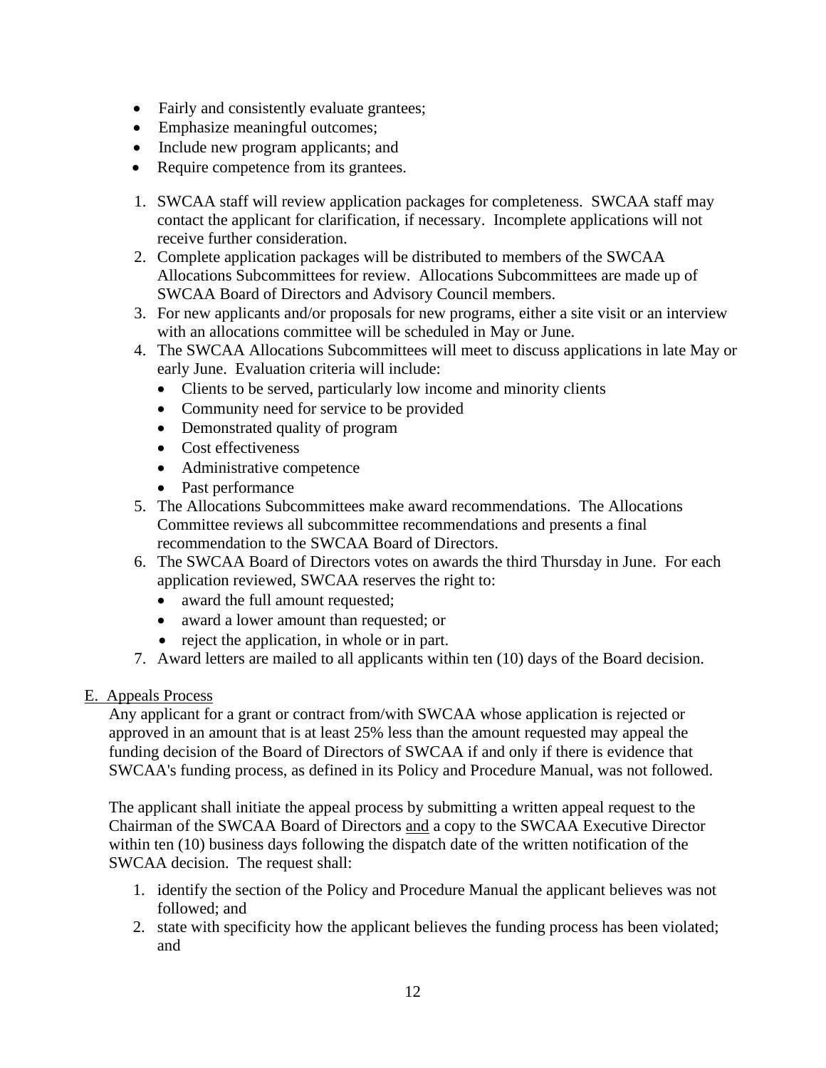- Fairly and consistently evaluate grantees;
- Emphasize meaningful outcomes;
- Include new program applicants; and
- Require competence from its grantees.

1. SWCAA staff will review application packages for completeness. SWCAA staff may contact the applicant for clarification, if necessary. Incomplete applications will not receive further consideration.
2. Complete application packages will be distributed to members of the SWCAA Allocations Subcommittees for review. Allocations Subcommittees are made up of SWCAA Board of Directors and Advisory Council members.
3. For new applicants and/or proposals for new programs, either a site visit or an interview with an allocations committee will be scheduled in May or June.
4. The SWCAA Allocations Subcommittees will meet to discuss applications in late May or early June. Evaluation criteria will include:
   - Clients to be served, particularly low income and minority clients
   - Community need for service to be provided
   - Demonstrated quality of program
   - Cost effectiveness
   - Administrative competence
   - Past performance
5. The Allocations Subcommittees make award recommendations. The Allocations Committee reviews all subcommittee recommendations and presents a final recommendation to the SWCAA Board of Directors.
6. The SWCAA Board of Directors votes on awards the third Thursday in June. For each application reviewed, SWCAA reserves the right to:
   - award the full amount requested;
   - award a lower amount than requested; or
   - reject the application, in whole or in part.
7. Award letters are mailed to all applicants within ten (10) days of the Board decision.

## E. Appeals Process

Any applicant for a grant or contract from/with SWCAA whose application is rejected or approved in an amount that is at least 25% less than the amount requested may appeal the funding decision of the Board of Directors of SWCAA if and only if there is evidence that SWCAA's funding process, as defined in its Policy and Procedure Manual, was not followed.

The applicant shall initiate the appeal process by submitting a written appeal request to the Chairman of the SWCAA Board of Directors <u>and</u> a copy to the SWCAA Executive Director within ten (10) business days following the dispatch date of the written notification of the SWCAA decision. The request shall:

1. identify the section of the Policy and Procedure Manual the applicant believes was not followed; and
2. state with specificity how the applicant believes the funding process has been violated; and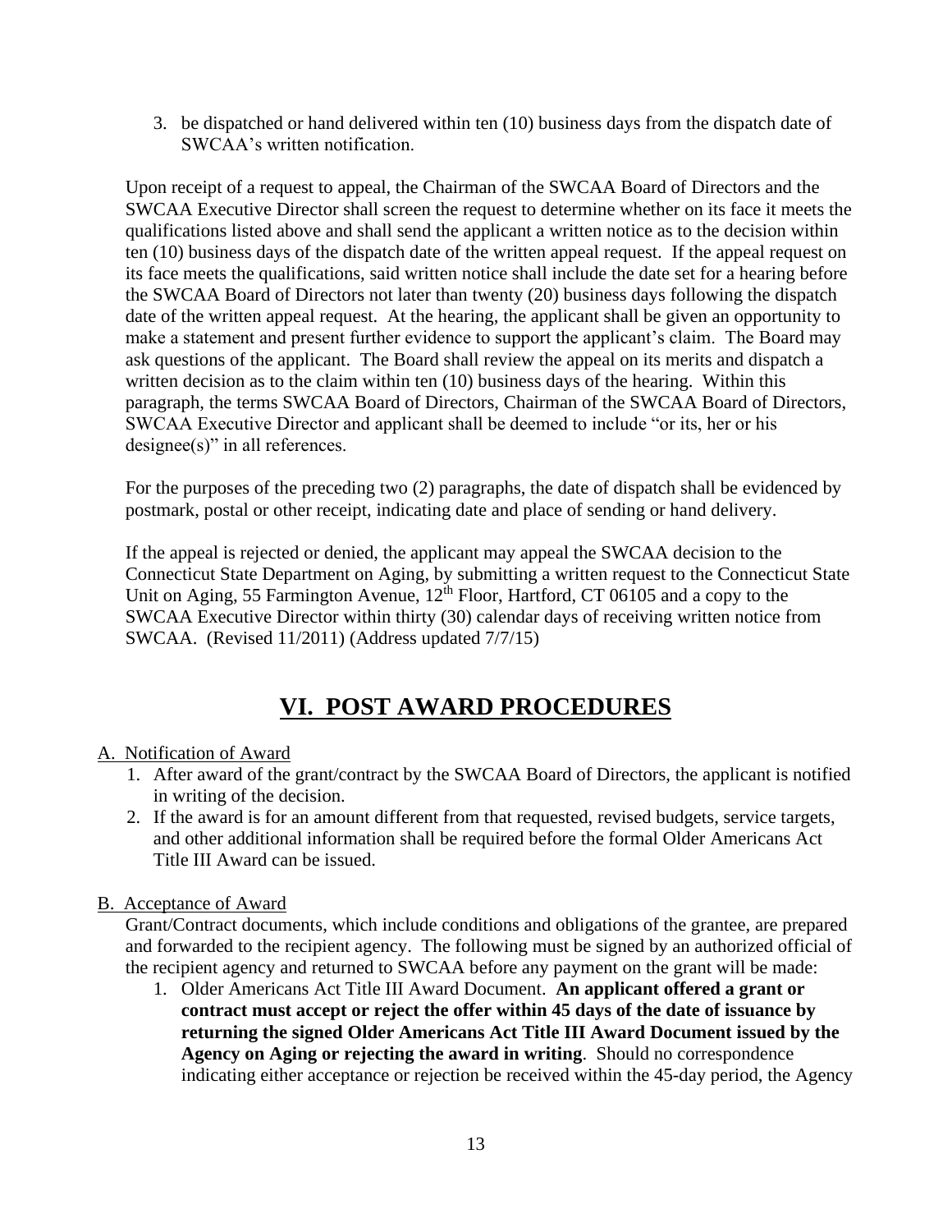3. be dispatched or hand delivered within ten (10) business days from the dispatch date of SWCAA's written notification.

Upon receipt of a request to appeal, the Chairman of the SWCAA Board of Directors and the SWCAA Executive Director shall screen the request to determine whether on its face it meets the qualifications listed above and shall send the applicant a written notice as to the decision within ten (10) business days of the dispatch date of the written appeal request. If the appeal request on its face meets the qualifications, said written notice shall include the date set for a hearing before the SWCAA Board of Directors not later than twenty (20) business days following the dispatch date of the written appeal request. At the hearing, the applicant shall be given an opportunity to make a statement and present further evidence to support the applicant's claim. The Board may ask questions of the applicant. The Board shall review the appeal on its merits and dispatch a written decision as to the claim within ten (10) business days of the hearing. Within this paragraph, the terms SWCAA Board of Directors, Chairman of the SWCAA Board of Directors, SWCAA Executive Director and applicant shall be deemed to include "or its, her or his designee(s)" in all references.

For the purposes of the preceding two (2) paragraphs, the date of dispatch shall be evidenced by postmark, postal or other receipt, indicating date and place of sending or hand delivery.

If the appeal is rejected or denied, the applicant may appeal the SWCAA decision to the Connecticut State Department on Aging, by submitting a written request to the Connecticut State Unit on Aging, 55 Farmington Avenue, 12th Floor, Hartford, CT 06105 and a copy to the SWCAA Executive Director within thirty (30) calendar days of receiving written notice from SWCAA. (Revised 11/2011) (Address updated 7/7/15)

# VI. POST AWARD PROCEDURES

A. Notification of Award

1. After award of the grant/contract by the SWCAA Board of Directors, the applicant is notified in writing of the decision.
2. If the award is for an amount different from that requested, revised budgets, service targets, and other additional information shall be required before the formal Older Americans Act Title III Award can be issued.

B. Acceptance of Award

Grant/Contract documents, which include conditions and obligations of the grantee, are prepared and forwarded to the recipient agency. The following must be signed by an authorized official of the recipient agency and returned to SWCAA before any payment on the grant will be made:

1. Older Americans Act Title III Award Document. **An applicant offered a grant or contract must accept or reject the offer within 45 days of the date of issuance by returning the signed Older Americans Act Title III Award Document issued by the Agency on Aging or rejecting the award in writing**. Should no correspondence indicating either acceptance or rejection be received within the 45-day period, the Agency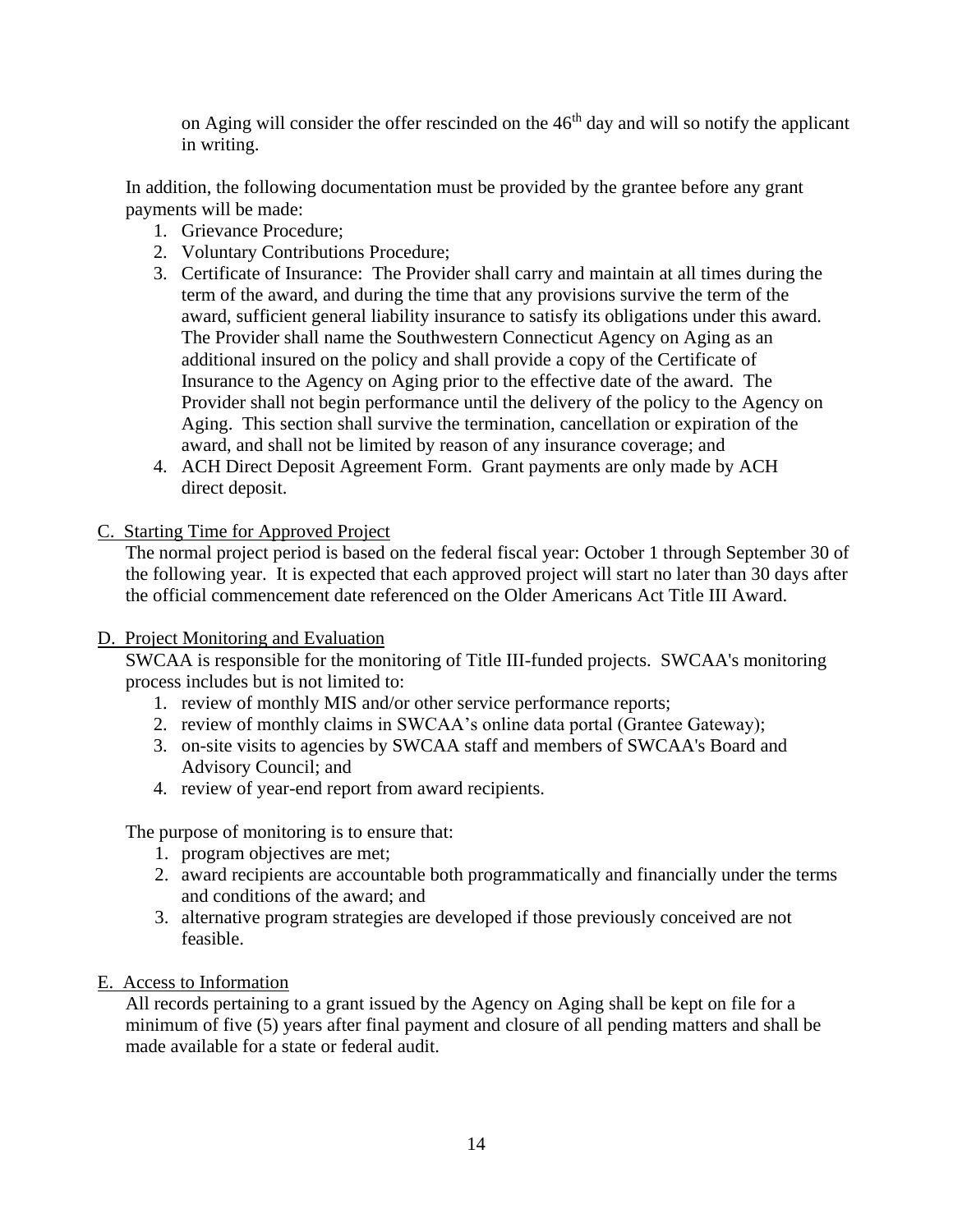on Aging will consider the offer rescinded on the 46th day and will so notify the applicant in writing.

In addition, the following documentation must be provided by the grantee before any grant payments will be made:

1. Grievance Procedure;
2. Voluntary Contributions Procedure;
3. Certificate of Insurance: The Provider shall carry and maintain at all times during the term of the award, and during the time that any provisions survive the term of the award, sufficient general liability insurance to satisfy its obligations under this award. The Provider shall name the Southwestern Connecticut Agency on Aging as an additional insured on the policy and shall provide a copy of the Certificate of Insurance to the Agency on Aging prior to the effective date of the award. The Provider shall not begin performance until the delivery of the policy to the Agency on Aging. This section shall survive the termination, cancellation or expiration of the award, and shall not be limited by reason of any insurance coverage; and
4. ACH Direct Deposit Agreement Form. Grant payments are only made by ACH direct deposit.

C. <u>Starting Time for Approved Project</u>

The normal project period is based on the federal fiscal year: October 1 through September 30 of the following year. It is expected that each approved project will start no later than 30 days after the official commencement date referenced on the Older Americans Act Title III Award.

D. <u>Project Monitoring and Evaluation</u>

SWCAA is responsible for the monitoring of Title III-funded projects. SWCAA's monitoring process includes but is not limited to:

1. review of monthly MIS and/or other service performance reports;
2. review of monthly claims in SWCAA's online data portal (Grantee Gateway);
3. on-site visits to agencies by SWCAA staff and members of SWCAA's Board and Advisory Council; and
4. review of year-end report from award recipients.

The purpose of monitoring is to ensure that:

1. program objectives are met;
2. award recipients are accountable both programmatically and financially under the terms and conditions of the award; and
3. alternative program strategies are developed if those previously conceived are not feasible.

E. <u>Access to Information</u>

All records pertaining to a grant issued by the Agency on Aging shall be kept on file for a minimum of five (5) years after final payment and closure of all pending matters and shall be made available for a state or federal audit.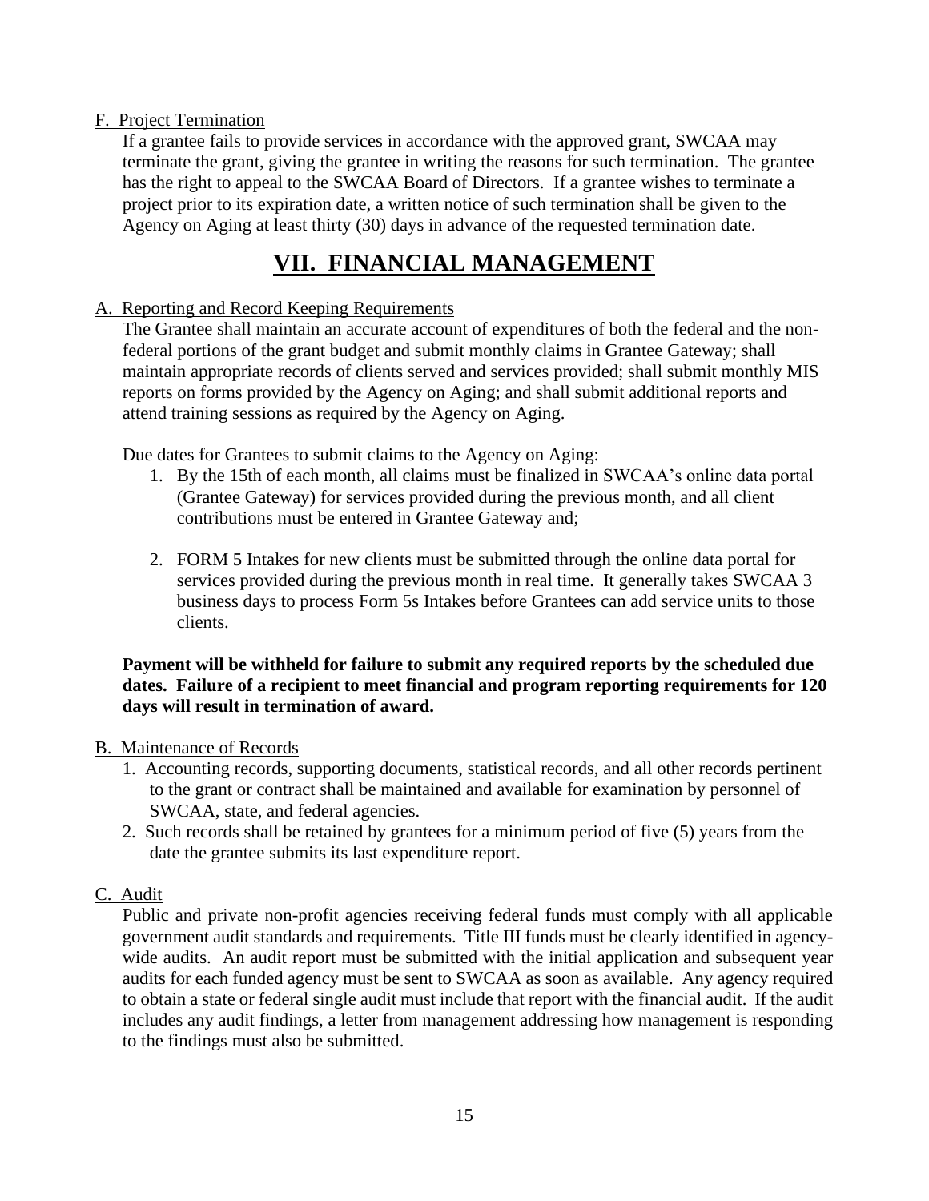F. Project Termination

If a grantee fails to provide services in accordance with the approved grant, SWCAA may terminate the grant, giving the grantee in writing the reasons for such termination. The grantee has the right to appeal to the SWCAA Board of Directors. If a grantee wishes to terminate a project prior to its expiration date, a written notice of such termination shall be given to the Agency on Aging at least thirty (30) days in advance of the requested termination date.

# VII. FINANCIAL MANAGEMENT

A. Reporting and Record Keeping Requirements

The Grantee shall maintain an accurate account of expenditures of both the federal and the non-federal portions of the grant budget and submit monthly claims in Grantee Gateway; shall maintain appropriate records of clients served and services provided; shall submit monthly MIS reports on forms provided by the Agency on Aging; and shall submit additional reports and attend training sessions as required by the Agency on Aging.

Due dates for Grantees to submit claims to the Agency on Aging:

1. By the 15th of each month, all claims must be finalized in SWCAA's online data portal (Grantee Gateway) for services provided during the previous month, and all client contributions must be entered in Grantee Gateway and;

2. FORM 5 Intakes for new clients must be submitted through the online data portal for services provided during the previous month in real time. It generally takes SWCAA 3 business days to process Form 5s Intakes before Grantees can add service units to those clients.

**Payment will be withheld for failure to submit any required reports by the scheduled due dates. Failure of a recipient to meet financial and program reporting requirements for 120 days will result in termination of award.**

B. Maintenance of Records

1. Accounting records, supporting documents, statistical records, and all other records pertinent to the grant or contract shall be maintained and available for examination by personnel of SWCAA, state, and federal agencies.
2. Such records shall be retained by grantees for a minimum period of five (5) years from the date the grantee submits its last expenditure report.

C. Audit

Public and private non-profit agencies receiving federal funds must comply with all applicable government audit standards and requirements. Title III funds must be clearly identified in agency-wide audits. An audit report must be submitted with the initial application and subsequent year audits for each funded agency must be sent to SWCAA as soon as available. Any agency required to obtain a state or federal single audit must include that report with the financial audit. If the audit includes any audit findings, a letter from management addressing how management is responding to the findings must also be submitted.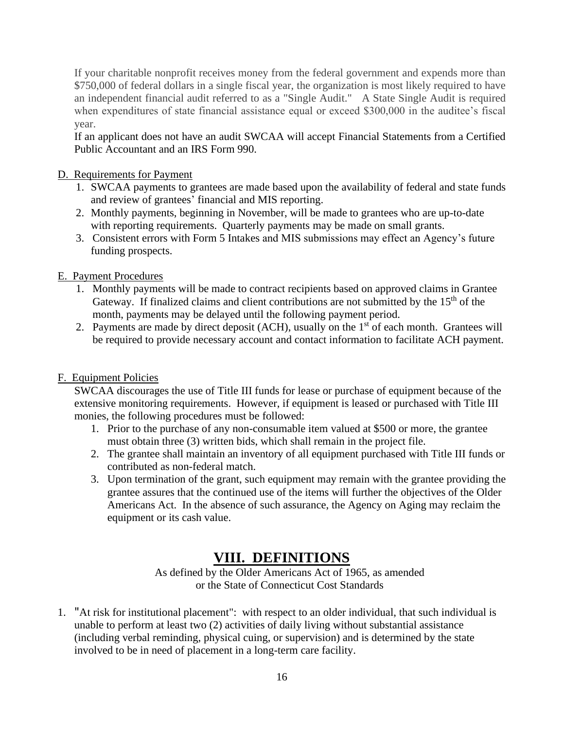If your charitable nonprofit receives money from the federal government and expends more than $750,000 of federal dollars in a single fiscal year, the organization is most likely required to have an independent financial audit referred to as a "Single Audit." A State Single Audit is required when expenditures of state financial assistance equal or exceed $300,000 in the auditee's fiscal year.

If an applicant does not have an audit SWCAA will accept Financial Statements from a Certified Public Accountant and an IRS Form 990.

D. Requirements for Payment

1. SWCAA payments to grantees are made based upon the availability of federal and state funds and review of grantees' financial and MIS reporting.
2. Monthly payments, beginning in November, will be made to grantees who are up-to-date with reporting requirements. Quarterly payments may be made on small grants.
3. Consistent errors with Form 5 Intakes and MIS submissions may effect an Agency's future funding prospects.

E. Payment Procedures

1. Monthly payments will be made to contract recipients based on approved claims in Grantee Gateway. If finalized claims and client contributions are not submitted by the 15th of the month, payments may be delayed until the following payment period.
2. Payments are made by direct deposit (ACH), usually on the 1st of each month. Grantees will be required to provide necessary account and contact information to facilitate ACH payment.

F. Equipment Policies

SWCAA discourages the use of Title III funds for lease or purchase of equipment because of the extensive monitoring requirements. However, if equipment is leased or purchased with Title III monies, the following procedures must be followed:

1. Prior to the purchase of any non-consumable item valued at $500 or more, the grantee must obtain three (3) written bids, which shall remain in the project file.
2. The grantee shall maintain an inventory of all equipment purchased with Title III funds or contributed as non-federal match.
3. Upon termination of the grant, such equipment may remain with the grantee providing the grantee assures that the continued use of the items will further the objectives of the Older Americans Act. In the absence of such assurance, the Agency on Aging may reclaim the equipment or its cash value.

# VIII. DEFINITIONS

As defined by the Older Americans Act of 1965, as amended or the State of Connecticut Cost Standards

1. "At risk for institutional placement": with respect to an older individual, that such individual is unable to perform at least two (2) activities of daily living without substantial assistance (including verbal reminding, physical cuing, or supervision) and is determined by the state involved to be in need of placement in a long-term care facility.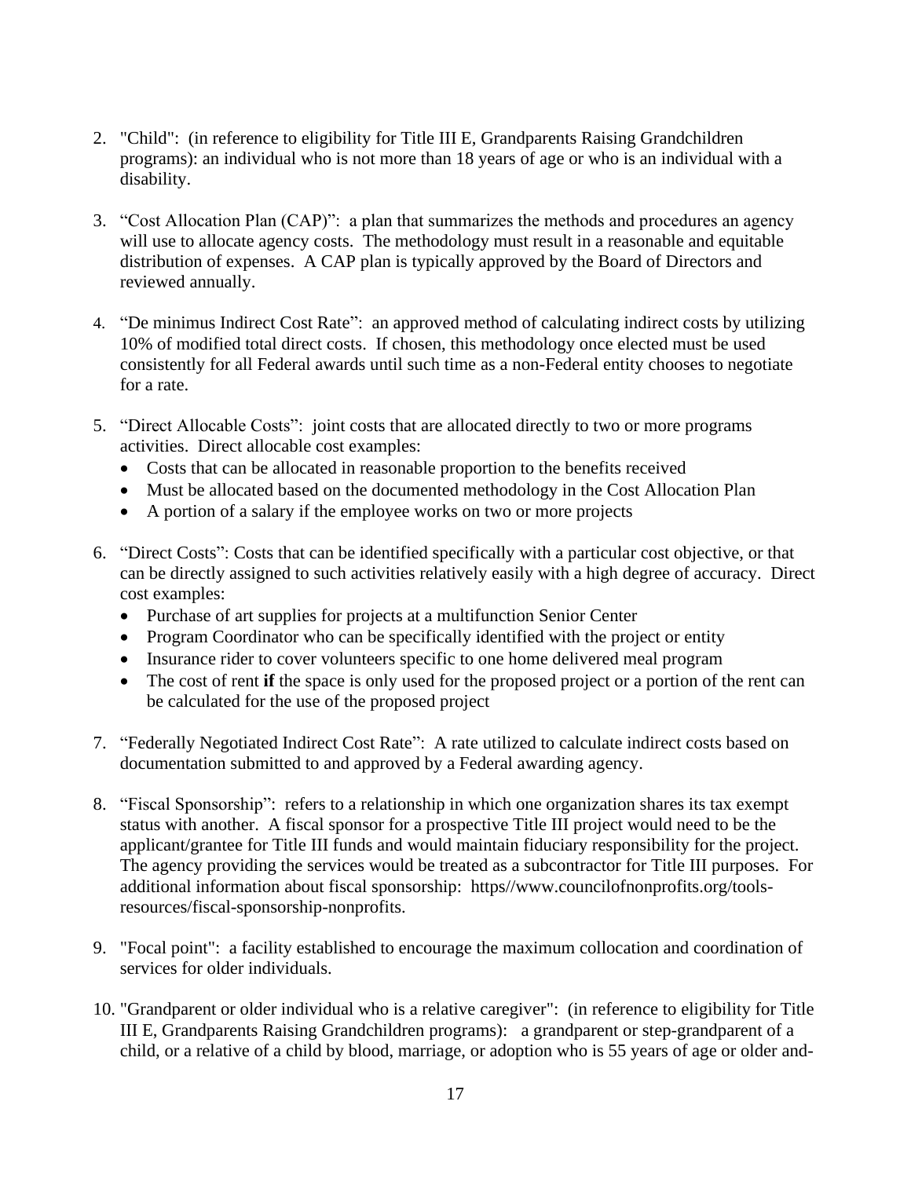2. "Child": (in reference to eligibility for Title III E, Grandparents Raising Grandchildren programs): an individual who is not more than 18 years of age or who is an individual with a disability.

3. "Cost Allocation Plan (CAP)": a plan that summarizes the methods and procedures an agency will use to allocate agency costs. The methodology must result in a reasonable and equitable distribution of expenses. A CAP plan is typically approved by the Board of Directors and reviewed annually.

4. "De minimus Indirect Cost Rate": an approved method of calculating indirect costs by utilizing 10% of modified total direct costs. If chosen, this methodology once elected must be used consistently for all Federal awards until such time as a non-Federal entity chooses to negotiate for a rate.

5. "Direct Allocable Costs": joint costs that are allocated directly to two or more programs activities. Direct allocable cost examples:
   - Costs that can be allocated in reasonable proportion to the benefits received
   - Must be allocated based on the documented methodology in the Cost Allocation Plan
   - A portion of a salary if the employee works on two or more projects

6. "Direct Costs": Costs that can be identified specifically with a particular cost objective, or that can be directly assigned to such activities relatively easily with a high degree of accuracy. Direct cost examples:
   - Purchase of art supplies for projects at a multifunction Senior Center
   - Program Coordinator who can be specifically identified with the project or entity
   - Insurance rider to cover volunteers specific to one home delivered meal program
   - The cost of rent **if** the space is only used for the proposed project or a portion of the rent can be calculated for the use of the proposed project

7. "Federally Negotiated Indirect Cost Rate": A rate utilized to calculate indirect costs based on documentation submitted to and approved by a Federal awarding agency.

8. "Fiscal Sponsorship": refers to a relationship in which one organization shares its tax exempt status with another. A fiscal sponsor for a prospective Title III project would need to be the applicant/grantee for Title III funds and would maintain fiduciary responsibility for the project. The agency providing the services would be treated as a subcontractor for Title III purposes. For additional information about fiscal sponsorship: https//www.councilofnonprofits.org/tools-resources/fiscal-sponsorship-nonprofits.

9. "Focal point": a facility established to encourage the maximum collocation and coordination of services for older individuals.

10. "Grandparent or older individual who is a relative caregiver": (in reference to eligibility for Title III E, Grandparents Raising Grandchildren programs): a grandparent or step-grandparent of a child, or a relative of a child by blood, marriage, or adoption who is 55 years of age or older and-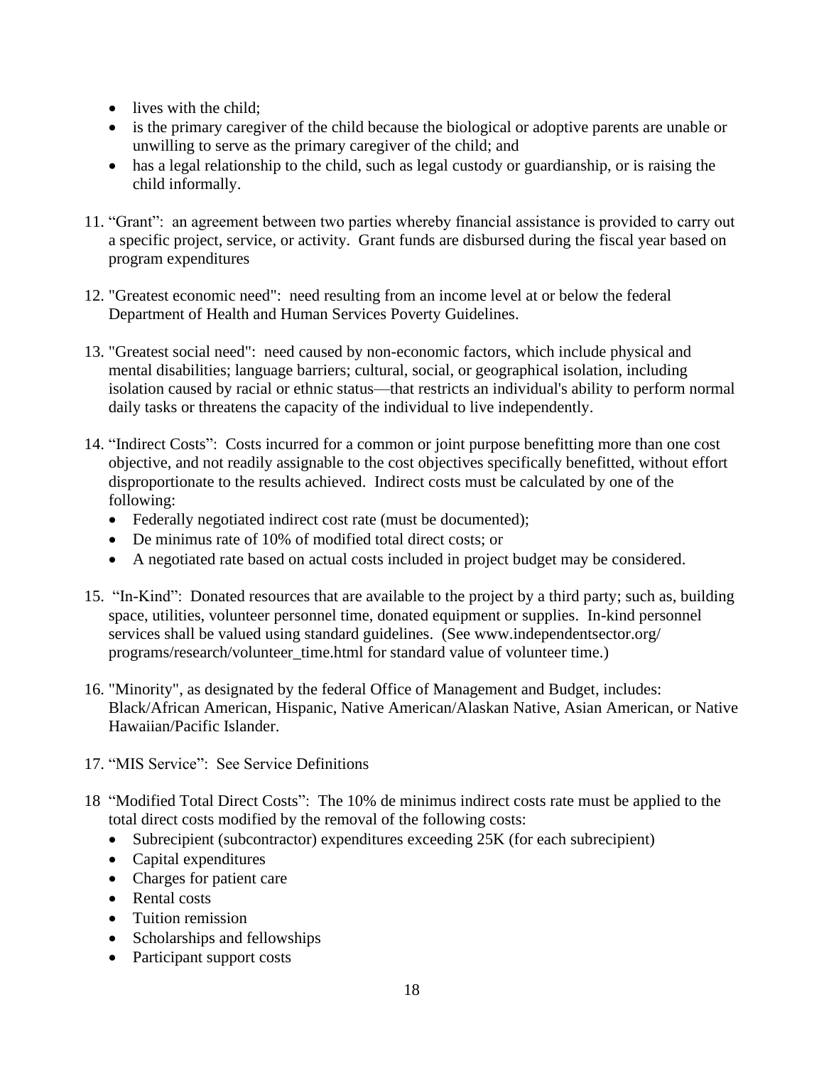- lives with the child;
- is the primary caregiver of the child because the biological or adoptive parents are unable or unwilling to serve as the primary caregiver of the child; and
- has a legal relationship to the child, such as legal custody or guardianship, or is raising the child informally.

11. "Grant": an agreement between two parties whereby financial assistance is provided to carry out a specific project, service, or activity. Grant funds are disbursed during the fiscal year based on program expenditures

12. "Greatest economic need": need resulting from an income level at or below the federal Department of Health and Human Services Poverty Guidelines.

13. "Greatest social need": need caused by non-economic factors, which include physical and mental disabilities; language barriers; cultural, social, or geographical isolation, including isolation caused by racial or ethnic status—that restricts an individual's ability to perform normal daily tasks or threatens the capacity of the individual to live independently.

14. "Indirect Costs": Costs incurred for a common or joint purpose benefitting more than one cost objective, and not readily assignable to the cost objectives specifically benefitted, without effort disproportionate to the results achieved. Indirect costs must be calculated by one of the following:
    - Federally negotiated indirect cost rate (must be documented);
    - De minimus rate of 10% of modified total direct costs; or
    - A negotiated rate based on actual costs included in project budget may be considered.

15. "In-Kind": Donated resources that are available to the project by a third party; such as, building space, utilities, volunteer personnel time, donated equipment or supplies. In-kind personnel services shall be valued using standard guidelines. (See www.independentsector.org/ programs/research/volunteer_time.html for standard value of volunteer time.)

16. "Minority", as designated by the federal Office of Management and Budget, includes: Black/African American, Hispanic, Native American/Alaskan Native, Asian American, or Native Hawaiian/Pacific Islander.

17. "MIS Service": See Service Definitions

18 "Modified Total Direct Costs": The 10% de minimus indirect costs rate must be applied to the total direct costs modified by the removal of the following costs:
    - Subrecipient (subcontractor) expenditures exceeding 25K (for each subrecipient)
    - Capital expenditures
    - Charges for patient care
    - Rental costs
    - Tuition remission
    - Scholarships and fellowships
    - Participant support costs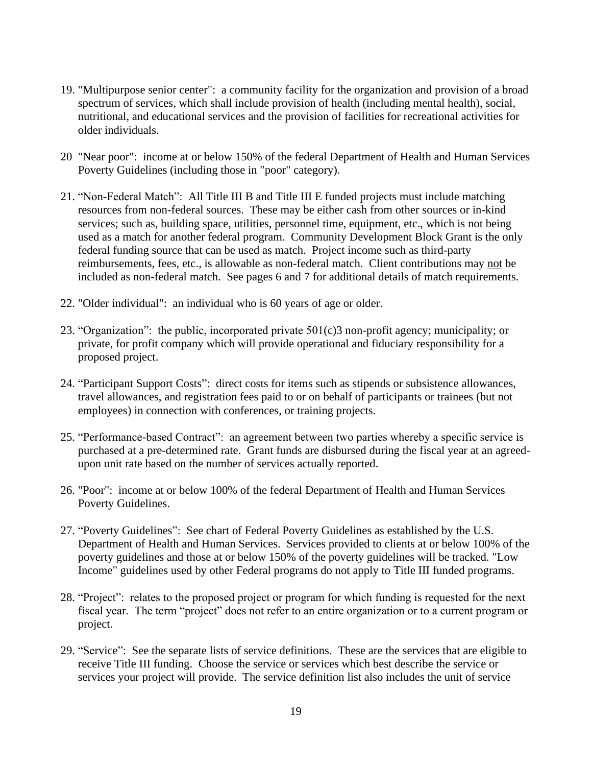19. "Multipurpose senior center": a community facility for the organization and provision of a broad spectrum of services, which shall include provision of health (including mental health), social, nutritional, and educational services and the provision of facilities for recreational activities for older individuals.

20 "Near poor": income at or below 150% of the federal Department of Health and Human Services Poverty Guidelines (including those in "poor" category).

21. "Non-Federal Match": All Title III B and Title III E funded projects must include matching resources from non-federal sources. These may be either cash from other sources or in-kind services; such as, building space, utilities, personnel time, equipment, etc., which is not being used as a match for another federal program. Community Development Block Grant is the only federal funding source that can be used as match. Project income such as third-party reimbursements, fees, etc., is allowable as non-federal match. Client contributions may <u>not</u> be included as non-federal match. See pages 6 and 7 for additional details of match requirements.

22. "Older individual": an individual who is 60 years of age or older.

23. "Organization": the public, incorporated private 501(c)3 non-profit agency; municipality; or private, for profit company which will provide operational and fiduciary responsibility for a proposed project.

24. "Participant Support Costs": direct costs for items such as stipends or subsistence allowances, travel allowances, and registration fees paid to or on behalf of participants or trainees (but not employees) in connection with conferences, or training projects.

25. "Performance-based Contract": an agreement between two parties whereby a specific service is purchased at a pre-determined rate. Grant funds are disbursed during the fiscal year at an agreed-upon unit rate based on the number of services actually reported.

26. "Poor": income at or below 100% of the federal Department of Health and Human Services Poverty Guidelines.

27. "Poverty Guidelines": See chart of Federal Poverty Guidelines as established by the U.S. Department of Health and Human Services. Services provided to clients at or below 100% of the poverty guidelines and those at or below 150% of the poverty guidelines will be tracked. "Low Income" guidelines used by other Federal programs do not apply to Title III funded programs.

28. "Project": relates to the proposed project or program for which funding is requested for the next fiscal year. The term "project" does not refer to an entire organization or to a current program or project.

29. "Service": See the separate lists of service definitions. These are the services that are eligible to receive Title III funding. Choose the service or services which best describe the service or services your project will provide. The service definition list also includes the unit of service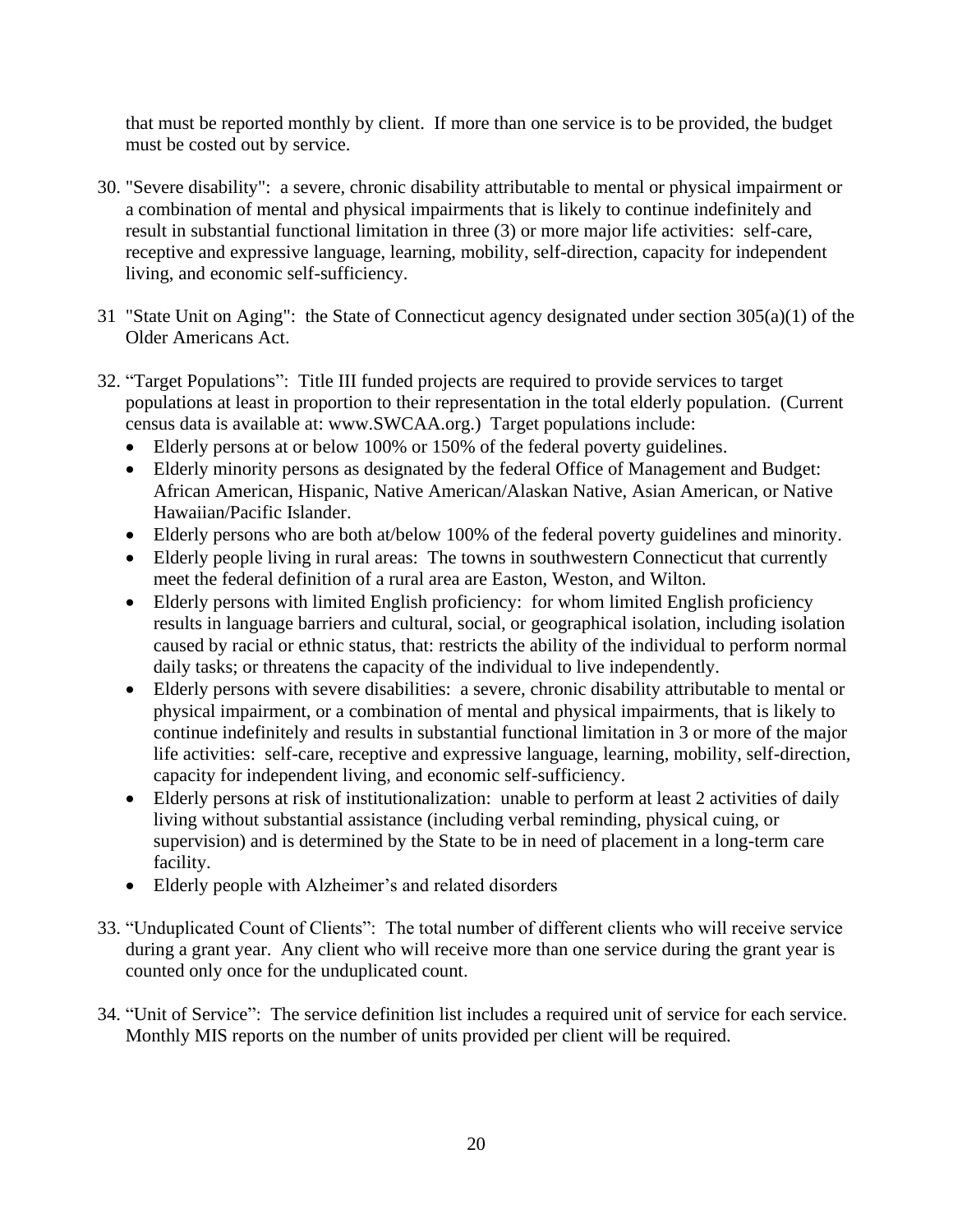that must be reported monthly by client. If more than one service is to be provided, the budget must be costed out by service.

30. "Severe disability": a severe, chronic disability attributable to mental or physical impairment or a combination of mental and physical impairments that is likely to continue indefinitely and result in substantial functional limitation in three (3) or more major life activities: self-care, receptive and expressive language, learning, mobility, self-direction, capacity for independent living, and economic self-sufficiency.

31 "State Unit on Aging": the State of Connecticut agency designated under section 305(a)(1) of the Older Americans Act.

32. "Target Populations": Title III funded projects are required to provide services to target populations at least in proportion to their representation in the total elderly population. (Current census data is available at: www.SWCAA.org.) Target populations include:
    - Elderly persons at or below 100% or 150% of the federal poverty guidelines.
    - Elderly minority persons as designated by the federal Office of Management and Budget: African American, Hispanic, Native American/Alaskan Native, Asian American, or Native Hawaiian/Pacific Islander.
    - Elderly persons who are both at/below 100% of the federal poverty guidelines and minority.
    - Elderly people living in rural areas: The towns in southwestern Connecticut that currently meet the federal definition of a rural area are Easton, Weston, and Wilton.
    - Elderly persons with limited English proficiency: for whom limited English proficiency results in language barriers and cultural, social, or geographical isolation, including isolation caused by racial or ethnic status, that: restricts the ability of the individual to perform normal daily tasks; or threatens the capacity of the individual to live independently.
    - Elderly persons with severe disabilities: a severe, chronic disability attributable to mental or physical impairment, or a combination of mental and physical impairments, that is likely to continue indefinitely and results in substantial functional limitation in 3 or more of the major life activities: self-care, receptive and expressive language, learning, mobility, self-direction, capacity for independent living, and economic self-sufficiency.
    - Elderly persons at risk of institutionalization: unable to perform at least 2 activities of daily living without substantial assistance (including verbal reminding, physical cuing, or supervision) and is determined by the State to be in need of placement in a long-term care facility.
    - Elderly people with Alzheimer's and related disorders

33. "Unduplicated Count of Clients": The total number of different clients who will receive service during a grant year. Any client who will receive more than one service during the grant year is counted only once for the unduplicated count.

34. "Unit of Service": The service definition list includes a required unit of service for each service. Monthly MIS reports on the number of units provided per client will be required.